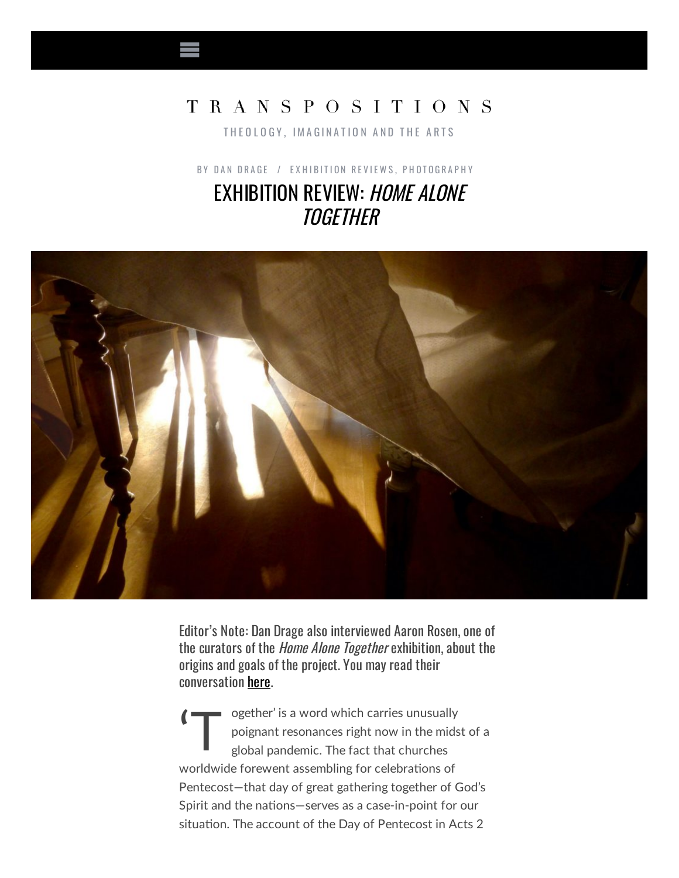# TRANSPOSITIONS

THEOLOGY, IMAGINATION AND THE ARTS

BY DAN DRAGE / EXHIBITION REVIEWS, PHOTOGRAPHY

## EXHIBITION REVIEW: *HOME ALONE TOGETHER*

Editor's Note: Dan Drage also interviewed Aaron Rosen, one of the curators of the *Home Alone Together* exhibition, about the origins and goals of the project. You may read their conversation here.

'Together' is a word which carries unusually poignant resonances right now in the midst of a global pandemic. The fact that churches worldwide forewent assembling for celebrations of Pentecost—that day of great gathering together of God's Spirit and the nations—serves as a case-in-point for our situation. The account of the Day of Pentecost in Acts 2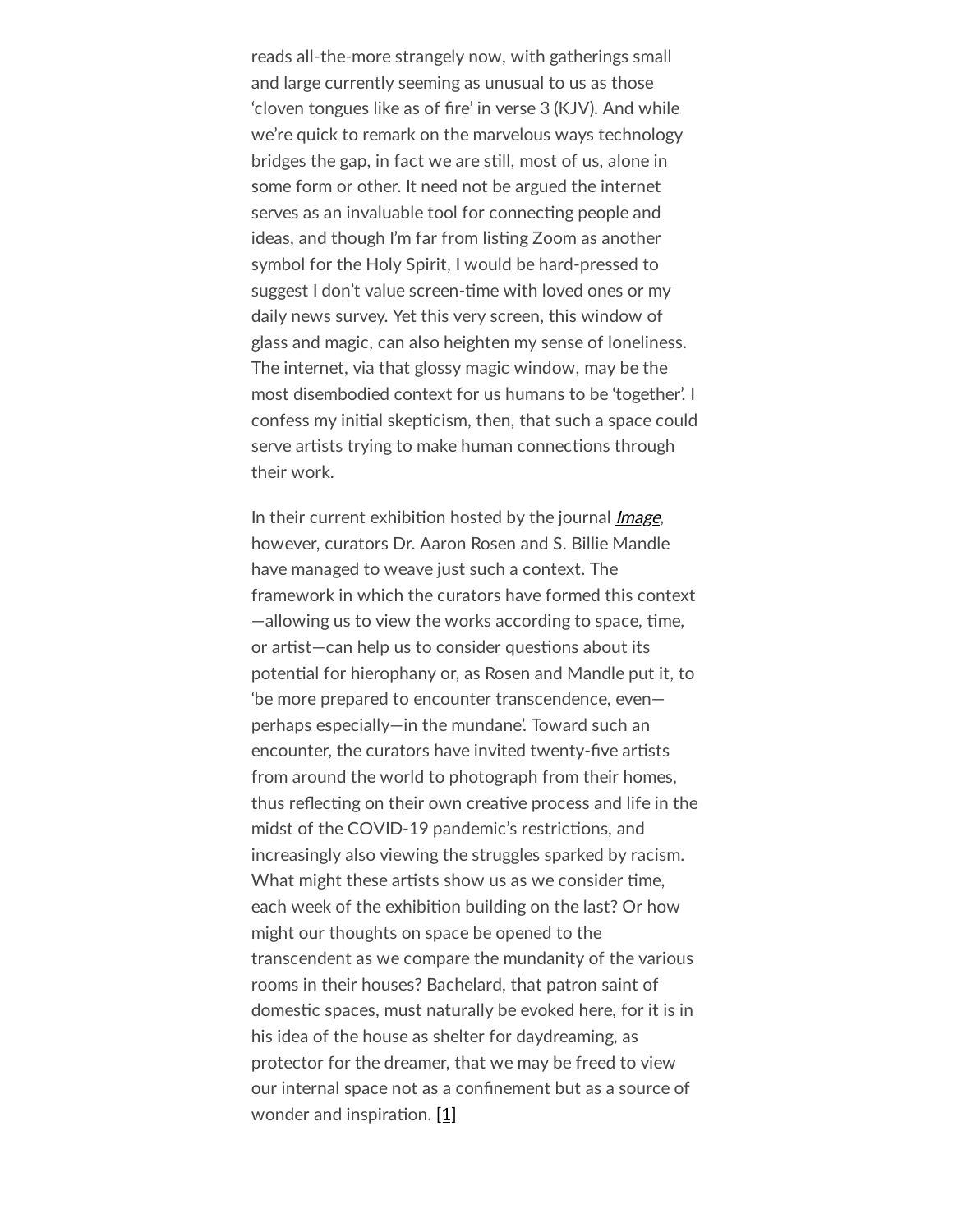reads all-the-more strangely now, with gatherings small and large currently seeming as unusual to us as those 'cloven tongues like as of fire' in verse 3 (KJV). And while we're quick to remark on the marvelous ways technology bridges the gap, in fact we are still, most of us, alone in some form or other. It need not be argued the internet serves as an invaluable tool for connecting people and ideas, and though I'm far from listing Zoom as another symbol for the Holy Spirit, I would be hard-pressed to suggest I don't value screen-time with loved ones or my daily news survey. Yet this very screen, this window of glass and magic, can also heighten my sense of loneliness. The internet, via that glossy magic window, may be the most disembodied context for us humans to be 'together'. I confess my initial skepticism, then, that such a space could serve artists trying to make human connections through their work.

In their current exhibition hosted by the journal *Image*, however, curators Dr. Aaron Rosen and S. Billie Mandle have managed to weave just such a context. The framework in which the curators have formed this context —allowing us to view the works according to space, time, or artist—can help us to consider questions about its potential for hierophany or, as Rosen and Mandle put it, to 'be more prepared to encounter transcendence, even—perhaps especially—in the mundane'. Toward such an encounter, the curators have invited twenty-five artists from around the world to photograph from their homes, thus reflecting on their own creative process and life in the midst of the COVID-19 pandemic's restrictions, and increasingly also viewing the struggles sparked by racism. What might these artists show us as we consider time, each week of the exhibition building on the last? Or how might our thoughts on space be opened to the transcendent as we compare the mundanity of the various rooms in their houses? Bachelard, that patron saint of domestic spaces, must naturally be evoked here, for it is in his idea of the house as shelter for daydreaming, as protector for the dreamer, that we may be freed to view our internal space not as a confinement but as a source of wonder and inspiration. [1]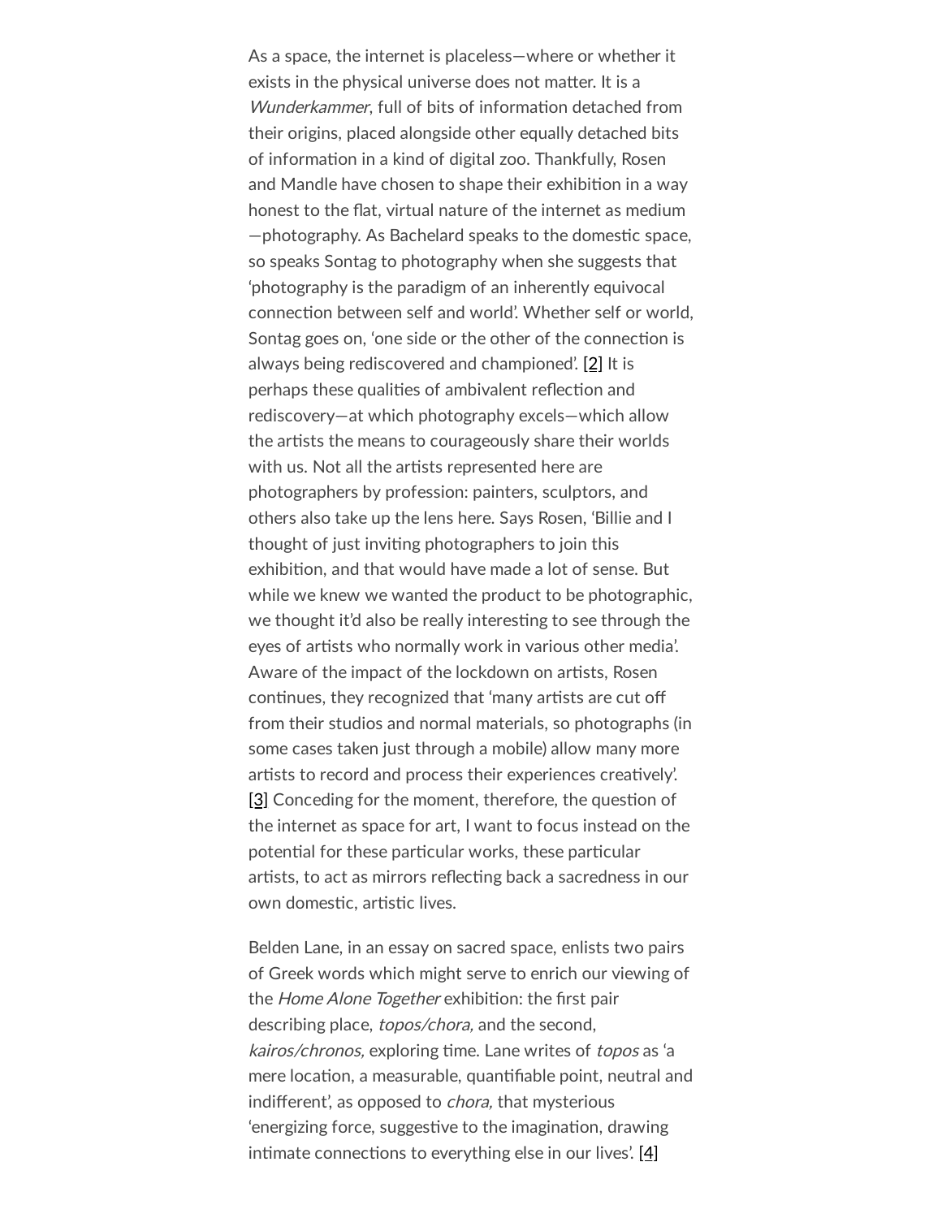As a space, the internet is placeless—where or whether it exists in the physical universe does not matter. It is a *Wunderkammer*, full of bits of information detached from their origins, placed alongside other equally detached bits of information in a kind of digital zoo. Thankfully, Rosen and Mandle have chosen to shape their exhibition in a way honest to the flat, virtual nature of the internet as medium—photography. As Bachelard speaks to the domestic space, so speaks Sontag to photography when she suggests that 'photography is the paradigm of an inherently equivocal connection between self and world'. Whether self or world, Sontag goes on, 'one side or the other of the connection is always being rediscovered and championed'. [2] It is perhaps these qualities of ambivalent reflection and rediscovery—at which photography excels—which allow the artists the means to courageously share their worlds with us. Not all the artists represented here are photographers by profession: painters, sculptors, and others also take up the lens here. Says Rosen, 'Billie and I thought of just inviting photographers to join this exhibition, and that would have made a lot of sense. But while we knew we wanted the product to be photographic, we thought it'd also be really interesting to see through the eyes of artists who normally work in various other media'. Aware of the impact of the lockdown on artists, Rosen continues, they recognized that 'many artists are cut off from their studios and normal materials, so photographs (in some cases taken just through a mobile) allow many more artists to record and process their experiences creatively'. [3] Conceding for the moment, therefore, the question of the internet as space for art, I want to focus instead on the potential for these particular works, these particular artists, to act as mirrors reflecting back a sacredness in our own domestic, artistic lives.

Belden Lane, in an essay on sacred space, enlists two pairs of Greek words which might serve to enrich our viewing of the *Home Alone Together* exhibition: the first pair describing place, *topos/chora,* and the second, *kairos/chronos,* exploring time. Lane writes of *topos* as 'a mere location, a measurable, quantifiable point, neutral and indifferent', as opposed to *chora,* that mysterious 'energizing force, suggestive to the imagination, drawing intimate connections to everything else in our lives'. [4]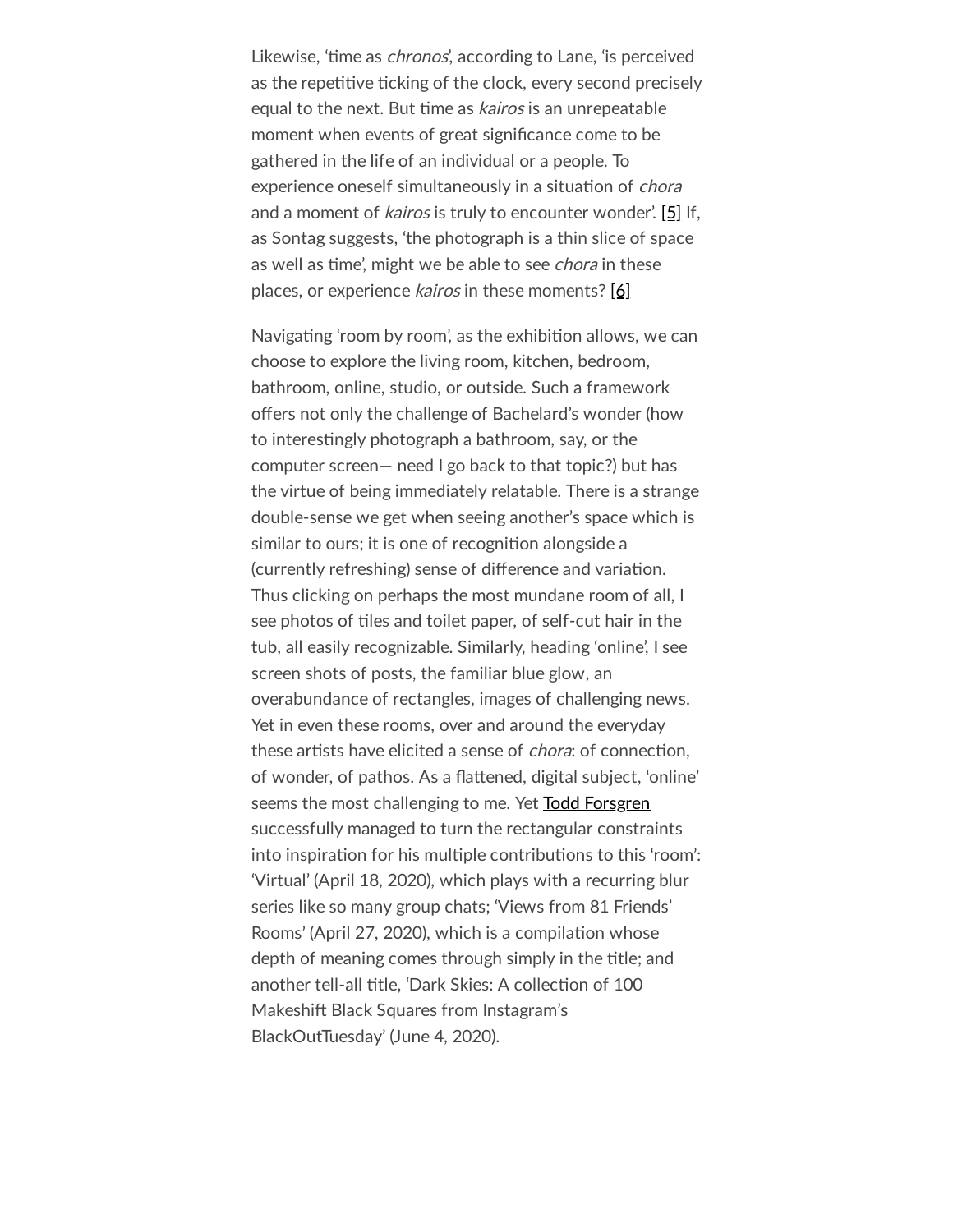Likewise, 'time as *chronos*', according to Lane, 'is perceived as the repetitive ticking of the clock, every second precisely equal to the next. But time as *kairos* is an unrepeatable moment when events of great significance come to be gathered in the life of an individual or a people. To experience oneself simultaneously in a situation of *chora* and a moment of *kairos* is truly to encounter wonder'. [5] If, as Sontag suggests, 'the photograph is a thin slice of space as well as time', might we be able to see *chora* in these places, or experience *kairos* in these moments? [6]

Navigating 'room by room', as the exhibition allows, we can choose to explore the living room, kitchen, bedroom, bathroom, online, studio, or outside. Such a framework offers not only the challenge of Bachelard's wonder (how to interestingly photograph a bathroom, say, or the computer screen— need I go back to that topic?) but has the virtue of being immediately relatable. There is a strange double-sense we get when seeing another's space which is similar to ours; it is one of recognition alongside a (currently refreshing) sense of difference and variation. Thus clicking on perhaps the most mundane room of all, I see photos of tiles and toilet paper, of self-cut hair in the tub, all easily recognizable. Similarly, heading 'online', I see screen shots of posts, the familiar blue glow, an overabundance of rectangles, images of challenging news. Yet in even these rooms, over and around the everyday these artists have elicited a sense of *chora*: of connection, of wonder, of pathos. As a flattened, digital subject, 'online' seems the most challenging to me. Yet Todd Forsgren successfully managed to turn the rectangular constraints into inspiration for his multiple contributions to this 'room': 'Virtual' (April 18, 2020), which plays with a recurring blur series like so many group chats; 'Views from 81 Friends' Rooms' (April 27, 2020), which is a compilation whose depth of meaning comes through simply in the title; and another tell-all title, 'Dark Skies: A collection of 100 Makeshift Black Squares from Instagram's BlackOutTuesday' (June 4, 2020).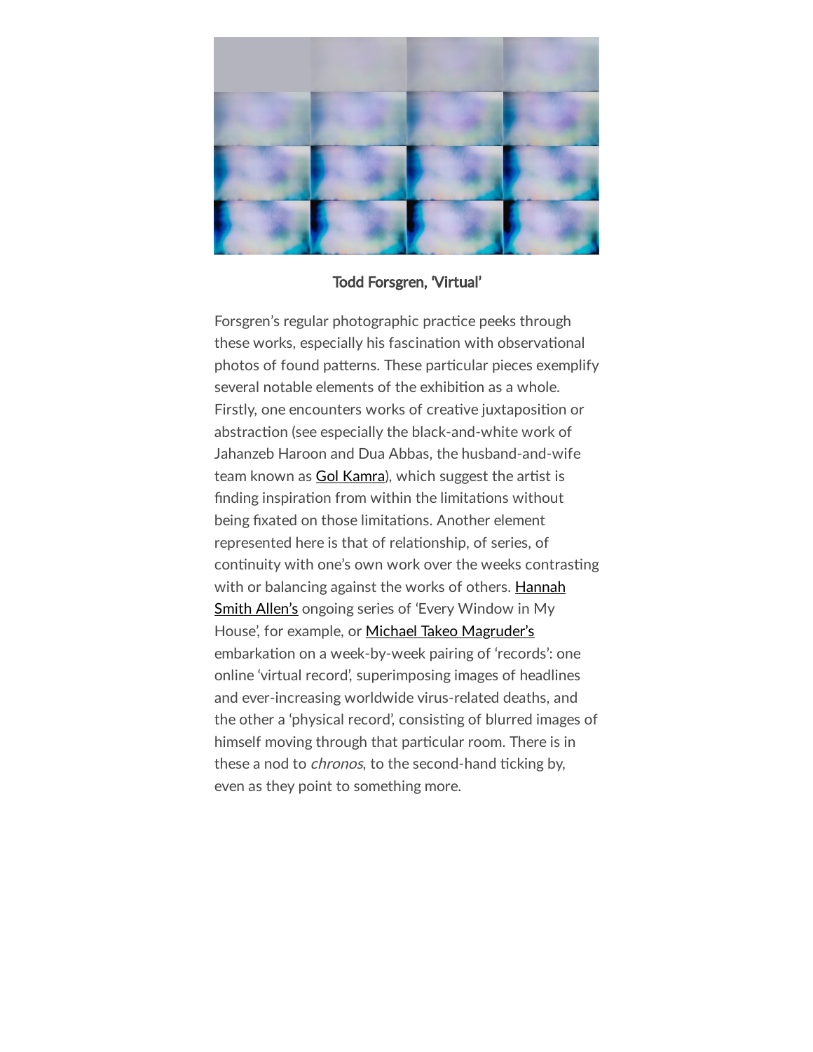**Todd Forsgren, 'Virtual'**

Forsgren's regular photographic practice peeks through these works, especially his fascination with observational photos of found patterns. These particular pieces exemplify several notable elements of the exhibition as a whole. Firstly, one encounters works of creative juxtaposition or abstraction (see especially the black-and-white work of Jahanzeb Haroon and Dua Abbas, the husband-and-wife team known as Gol Kamra), which suggest the artist is finding inspiration from within the limitations without being fixated on those limitations. Another element represented here is that of relationship, of series, of continuity with one's own work over the weeks contrasting with or balancing against the works of others. Hannah Smith Allen's ongoing series of 'Every Window in My House', for example, or Michael Takeo Magruder's embarkation on a week-by-week pairing of 'records': one online 'virtual record', superimposing images of headlines and ever-increasing worldwide virus-related deaths, and the other a 'physical record', consisting of blurred images of himself moving through that particular room. There is in these a nod to *chronos*, to the second-hand ticking by, even as they point to something more.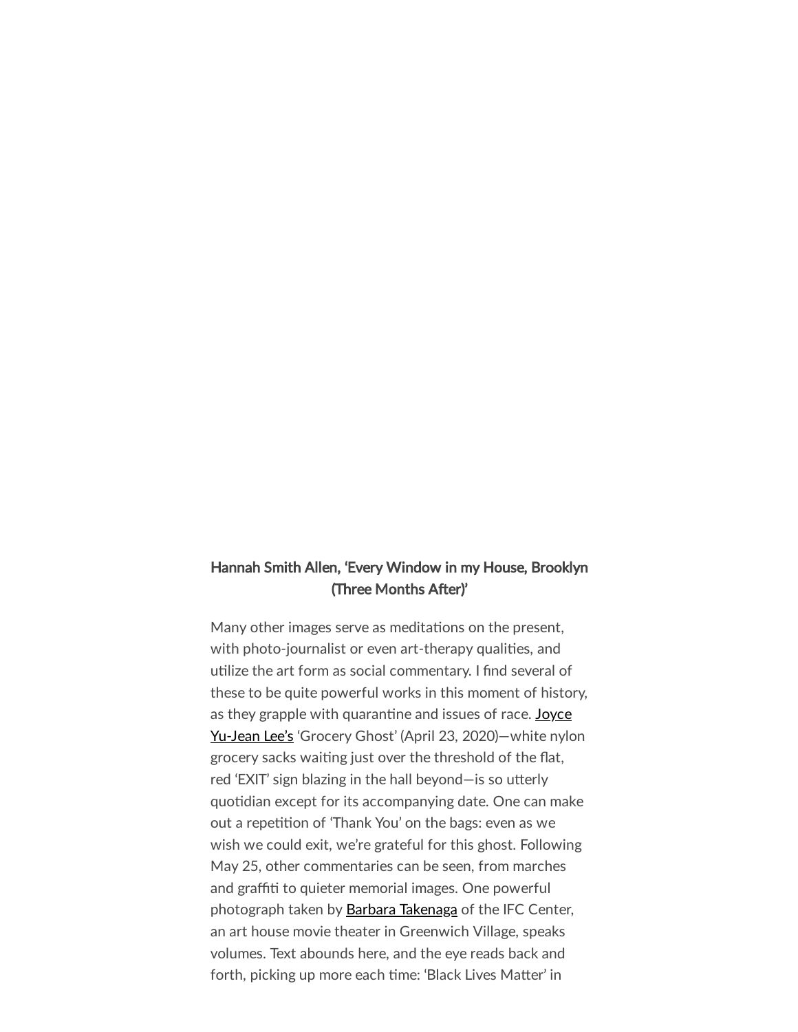**Hannah Smith Allen, 'Every Window in my House, Brooklyn (Three Months After)'**

Many other images serve as meditations on the present, with photo-journalist or even art-therapy qualities, and utilize the art form as social commentary. I find several of these to be quite powerful works in this moment of history, as they grapple with quarantine and issues of race. Joyce Yu-Jean Lee's 'Grocery Ghost' (April 23, 2020)—white nylon grocery sacks waiting just over the threshold of the flat, red 'EXIT' sign blazing in the hall beyond—is so utterly quotidian except for its accompanying date. One can make out a repetition of 'Thank You' on the bags: even as we wish we could exit, we're grateful for this ghost. Following May 25, other commentaries can be seen, from marches and graffiti to quieter memorial images. One powerful photograph taken by Barbara Takenaga of the IFC Center, an art house movie theater in Greenwich Village, speaks volumes. Text abounds here, and the eye reads back and forth, picking up more each time: 'Black Lives Matter' in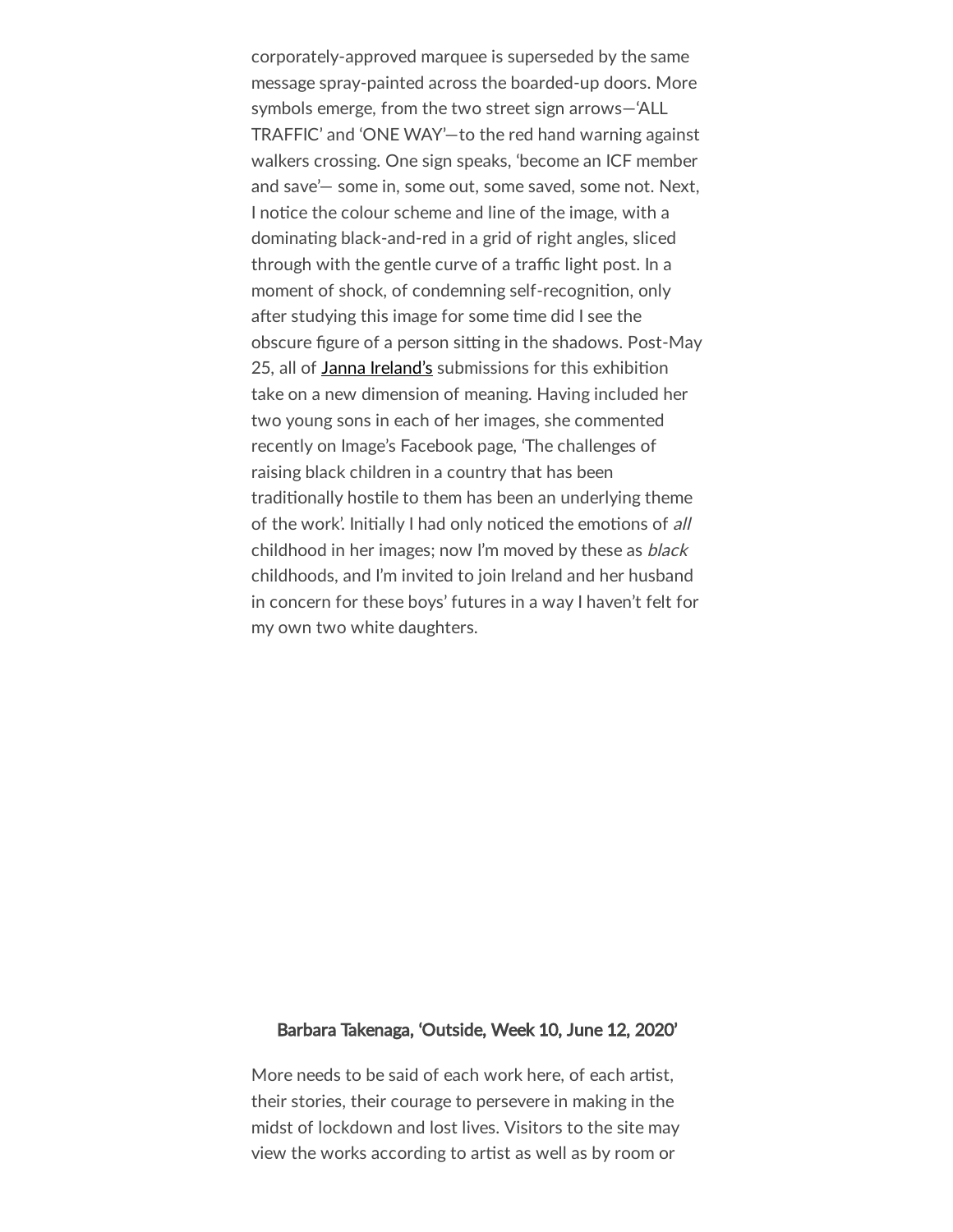corporately-approved marquee is superseded by the same message spray-painted across the boarded-up doors. More symbols emerge, from the two street sign arrows—'ALL TRAFFIC' and 'ONE WAY'—to the red hand warning against walkers crossing. One sign speaks, 'become an ICF member and save'— some in, some out, some saved, some not. Next, I notice the colour scheme and line of the image, with a dominating black-and-red in a grid of right angles, sliced through with the gentle curve of a traffic light post. In a moment of shock, of condemning self-recognition, only after studying this image for some time did I see the obscure figure of a person sitting in the shadows. Post-May 25, all of Janna Ireland's submissions for this exhibition take on a new dimension of meaning. Having included her two young sons in each of her images, she commented recently on Image's Facebook page, 'The challenges of raising black children in a country that has been traditionally hostile to them has been an underlying theme of the work'. Initially I had only noticed the emotions of *all* childhood in her images; now I'm moved by these as *black* childhoods, and I'm invited to join Ireland and her husband in concern for these boys' futures in a way I haven't felt for my own two white daughters.

Barbara Takenaga, 'Outside, Week 10, June 12, 2020'

More needs to be said of each work here, of each artist, their stories, their courage to persevere in making in the midst of lockdown and lost lives. Visitors to the site may view the works according to artist as well as by room or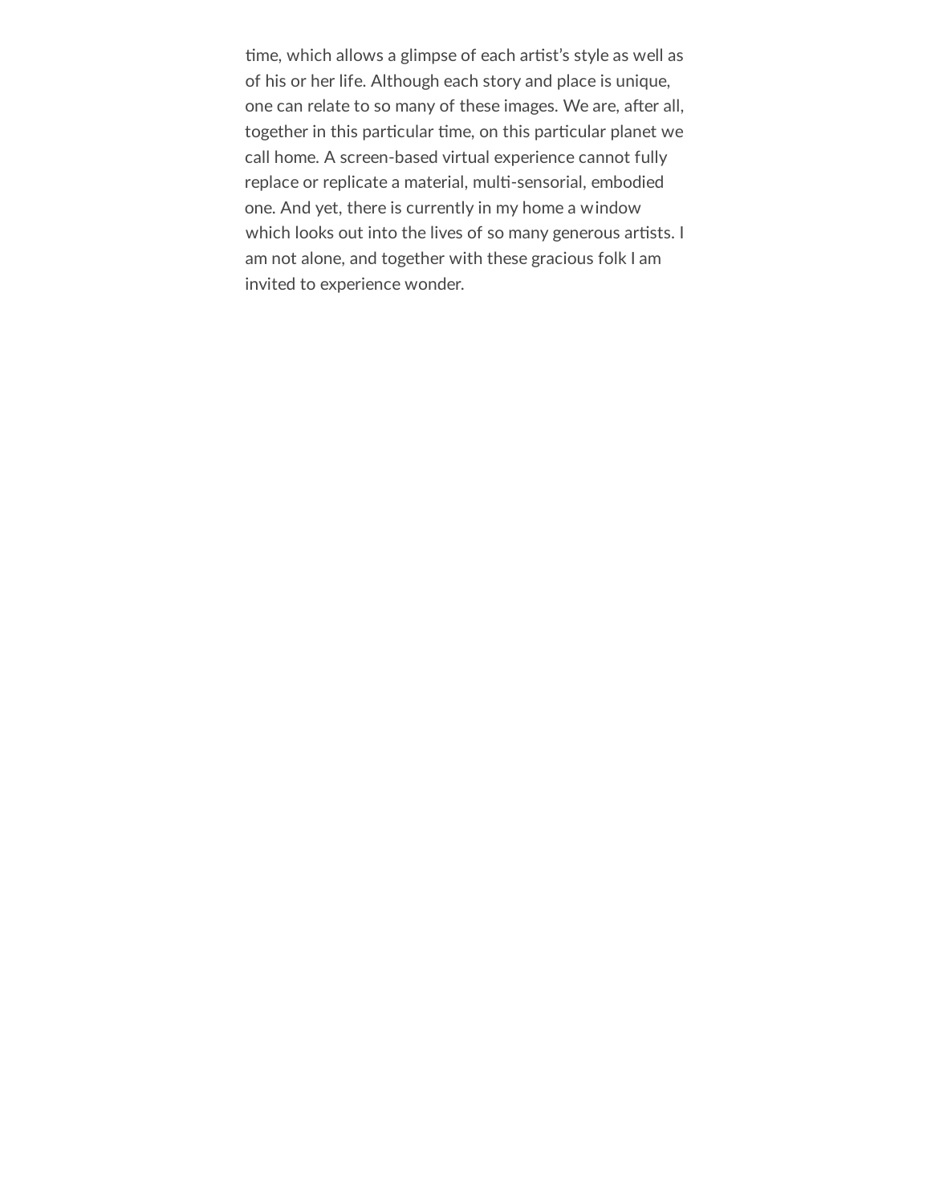time, which allows a glimpse of each artist's style as well as of his or her life. Although each story and place is unique, one can relate to so many of these images. We are, after all, together in this particular time, on this particular planet we call home. A screen-based virtual experience cannot fully replace or replicate a material, multi-sensorial, embodied one. And yet, there is currently in my home a window which looks out into the lives of so many generous artists. I am not alone, and together with these gracious folk I am invited to experience wonder.